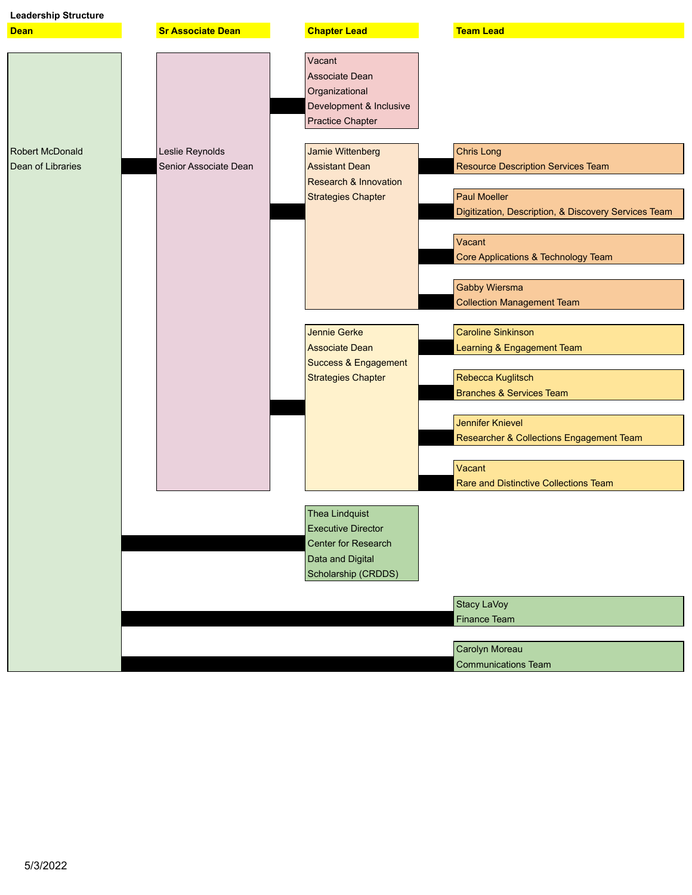**Leadership Structure**

| Dean | Sr Associate Dean | Chapter Lead | Team Lead |
|---|---|---|---|
| Robert McDonald<br>Dean of Libraries | Leslie Reynolds<br>Senior Associate Dean | Vacant<br>Associate Dean<br>Organizational Development & Inclusive Practice Chapter | |
| | | Jamie Wittenberg<br>Assistant Dean<br>Research & Innovation Strategies Chapter | Chris Long<br>Resource Description Services Team |
| | | | Paul Moeller<br>Digitization, Description, & Discovery Services Team |
| | | | Vacant<br>Core Applications & Technology Team |
| | | | Gabby Wiersma<br>Collection Management Team |
| | | Jennie Gerke<br>Associate Dean<br>Success & Engagement Strategies Chapter | Caroline Sinkinson<br>Learning & Engagement Team |
| | | | Rebecca Kuglitsch<br>Branches & Services Team |
| | | | Jennifer Knievel<br>Researcher & Collections Engagement Team |
| | | | Vacant<br>Rare and Distinctive Collections Team |
| | | Thea Lindquist<br>Executive Director<br>Center for Research Data and Digital Scholarship (CRDDS) | |
| | | | Stacy LaVoy<br>Finance Team |
| | | | Carolyn Moreau<br>Communications Team |

5/3/2022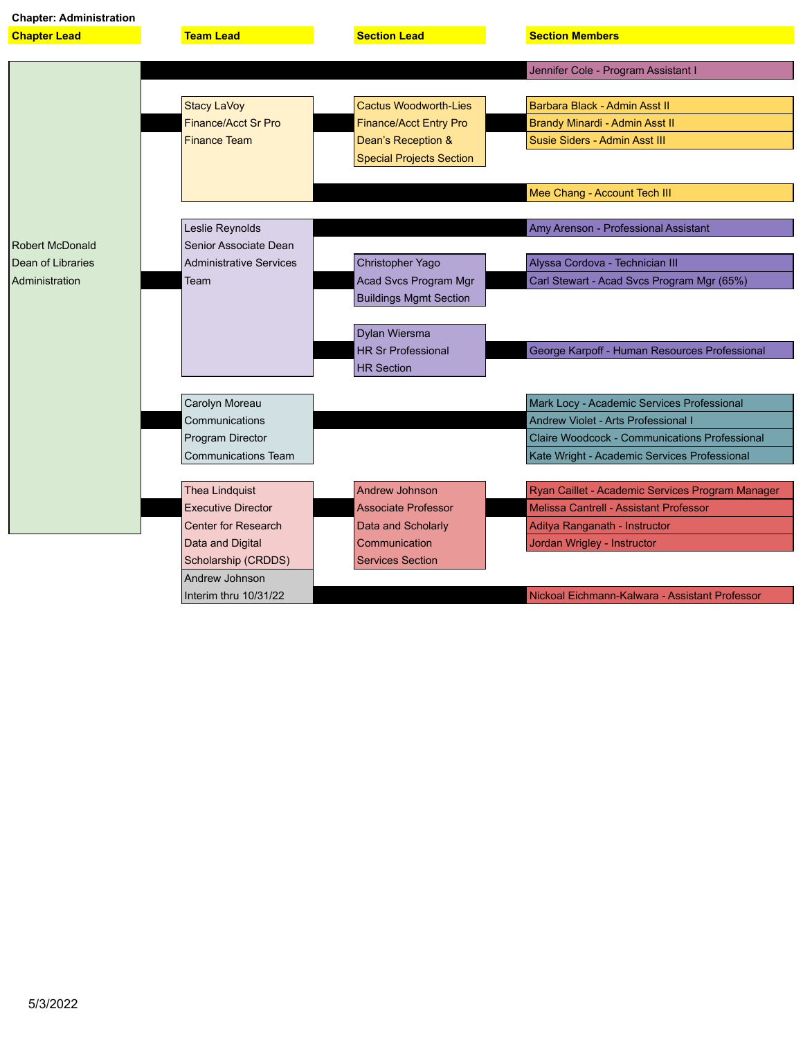**Chapter: Administration**

| Chapter Lead | Team Lead | Section Lead | Section Members |
|---|---|---|---|
| Robert McDonald<br>Dean of Libraries<br>Administration | | | Jennifer Cole - Program Assistant I |
| | Stacy LaVoy<br>Finance/Acct Sr Pro<br>Finance Team | Cactus Woodworth-Lies<br>Finance/Acct Entry Pro<br>Dean's Reception &<br>Special Projects Section | Barbara Black - Admin Asst II<br>Brandy Minardi - Admin Asst II<br>Susie Siders - Admin Asst III |
| | | | Mee Chang - Account Tech III |
| | Leslie Reynolds<br>Senior Associate Dean<br>Administrative Services<br>Team | | Amy Arenson - Professional Assistant |
| | | Christopher Yago<br>Acad Svcs Program Mgr<br>Buildings Mgmt Section | Alyssa Cordova - Technician III<br>Carl Stewart - Acad Svcs Program Mgr (65%) |
| | | Dylan Wiersma<br>HR Sr Professional<br>HR Section | George Karpoff - Human Resources Professional |
| | Carolyn Moreau<br>Communications<br>Program Director<br>Communications Team | | Mark Locy - Academic Services Professional<br>Andrew Violet - Arts Professional I<br>Claire Woodcock - Communications Professional<br>Kate Wright - Academic Services Professional |
| | Thea Lindquist<br>Executive Director<br>Center for Research<br>Data and Digital<br>Scholarship (CRDDS) | Andrew Johnson<br>Associate Professor<br>Data and Scholarly<br>Communication<br>Services Section | Ryan Caillet - Academic Services Program Manager<br>Melissa Cantrell - Assistant Professor<br>Aditya Ranganath - Instructor<br>Jordan Wrigley - Instructor |
| | Andrew Johnson<br>Interim thru 10/31/22 | | Nickoal Eichmann-Kalwara - Assistant Professor |

5/3/2022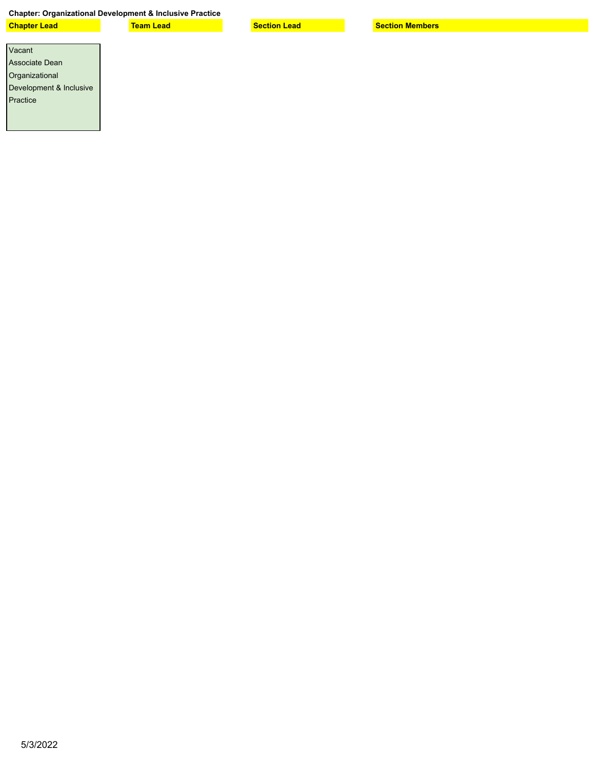**Chapter: Organizational Development & Inclusive Practice**

| Chapter Lead | Team Lead | Section Lead | Section Members |
|---|---|---|---|
| Vacant<br>Associate Dean<br>Organizational Development & Inclusive Practice | | | |

5/3/2022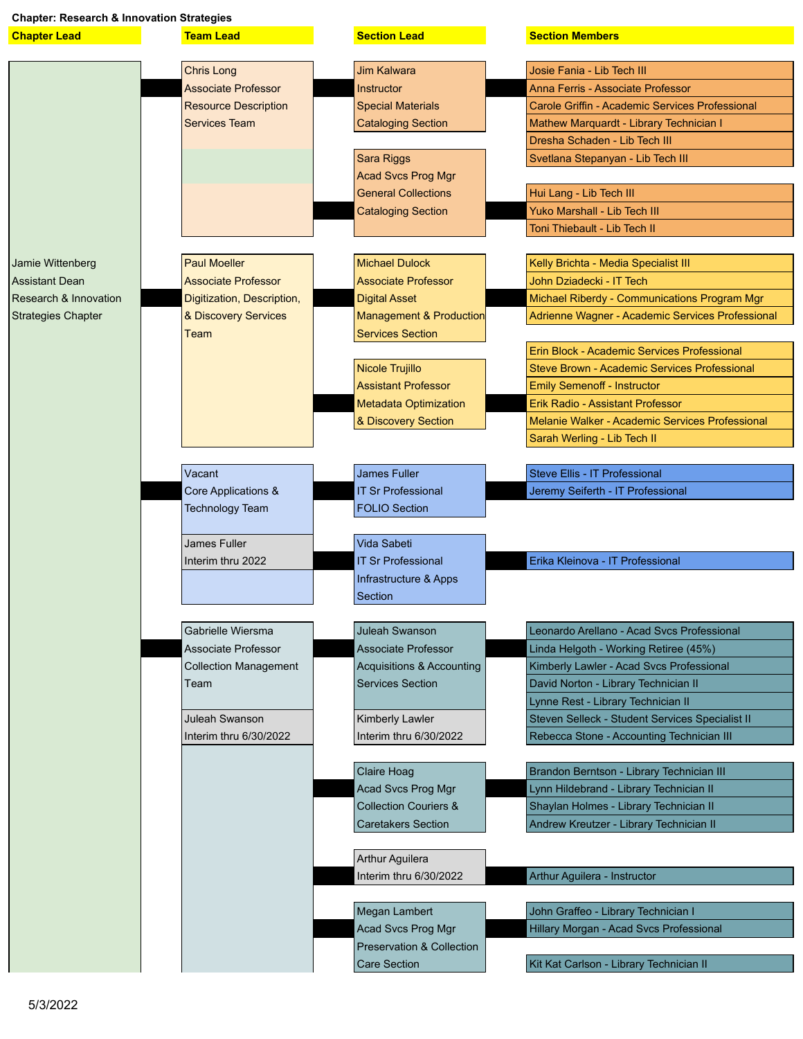**Chapter: Research & Innovation Strategies**

| Chapter Lead | Team Lead | Section Lead | Section Members |
|---|---|---|---|
| Jamie Wittenberg<br>Assistant Dean<br>Research & Innovation<br>Strategies Chapter | Chris Long<br>Associate Professor<br>Resource Description<br>Services Team | Jim Kalwara<br>Instructor<br>Special Materials<br>Cataloging Section | Josie Fania - Lib Tech III<br>Anna Ferris - Associate Professor<br>Carole Griffin - Academic Services Professional<br>Mathew Marquardt - Library Technician I<br>Dresha Schaden - Lib Tech III<br>Svetlana Stepanyan - Lib Tech III |
| | | Sara Riggs<br>Acad Svcs Prog Mgr<br>General Collections<br>Cataloging Section | Hui Lang - Lib Tech III<br>Yuko Marshall - Lib Tech III<br>Toni Thiebault - Lib Tech II |
| | Paul Moeller<br>Associate Professor<br>Digitization, Description,<br>& Discovery Services<br>Team | Michael Dulock<br>Associate Professor<br>Digital Asset<br>Management & Production<br>Services Section | Kelly Brichta - Media Specialist III<br>John Dziadecki - IT Tech<br>Michael Riberdy - Communications Program Mgr<br>Adrienne Wagner - Academic Services Professional |
| | | Nicole Trujillo<br>Assistant Professor<br>Metadata Optimization<br>& Discovery Section | Erin Block - Academic Services Professional<br>Steve Brown - Academic Services Professional<br>Emily Semenoff - Instructor<br>Erik Radio - Assistant Professor<br>Melanie Walker - Academic Services Professional<br>Sarah Werling - Lib Tech II |
| | Vacant<br>Core Applications &<br>Technology Team<br><br>James Fuller<br>Interim thru 2022 | James Fuller<br>IT Sr Professional<br>FOLIO Section | Steve Ellis - IT Professional<br>Jeremy Seiferth - IT Professional |
| | | Vida Sabeti<br>IT Sr Professional<br>Infrastructure & Apps<br>Section | Erika Kleinova - IT Professional |
| | Gabrielle Wiersma<br>Associate Professor<br>Collection Management<br>Team<br><br>Juleah Swanson<br>Interim thru 6/30/2022 | Juleah Swanson<br>Associate Professor<br>Acquisitions & Accounting<br>Services Section<br><br>Kimberly Lawler<br>Interim thru 6/30/2022 | Leonardo Arellano - Acad Svcs Professional<br>Linda Helgoth - Working Retiree (45%)<br>Kimberly Lawler - Acad Svcs Professional<br>David Norton - Library Technician II<br>Lynne Rest - Library Technician II<br>Steven Selleck - Student Services Specialist II<br>Rebecca Stone - Accounting Technician III |
| | | Claire Hoag<br>Acad Svcs Prog Mgr<br>Collection Couriers &<br>Caretakers Section | Brandon Berntson - Library Technician III<br>Lynn Hildebrand - Library Technician II<br>Shaylan Holmes - Library Technician II<br>Andrew Kreutzer - Library Technician II |
| | | Arthur Aguilera<br>Interim thru 6/30/2022 | Arthur Aguilera - Instructor |
| | | Megan Lambert<br>Acad Svcs Prog Mgr<br>Preservation & Collection<br>Care Section | John Graffeo - Library Technician I<br>Hillary Morgan - Acad Svcs Professional<br>Kit Kat Carlson - Library Technician II |

5/3/2022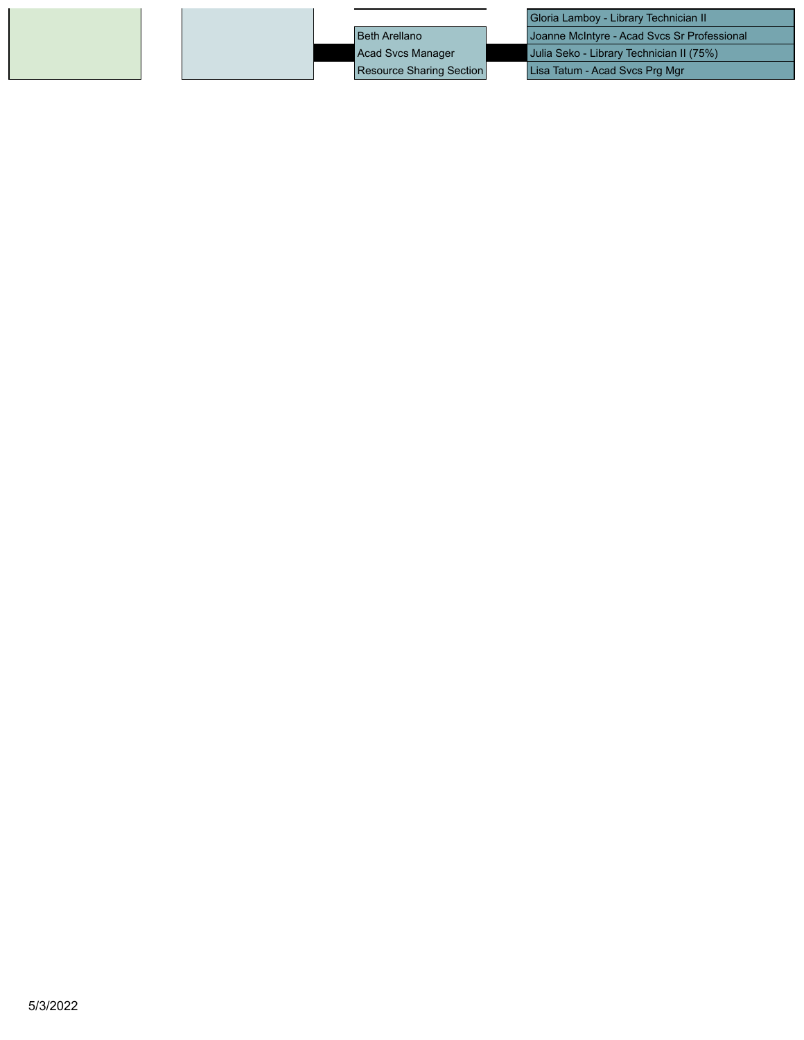Beth Arellano
Acad Svcs Manager
Resource Sharing Section

- Gloria Lamboy - Library Technician II
- Joanne McIntyre - Acad Svcs Sr Professional
- Julia Seko - Library Technician II (75%)
- Lisa Tatum - Acad Svcs Prg Mgr

5/3/2022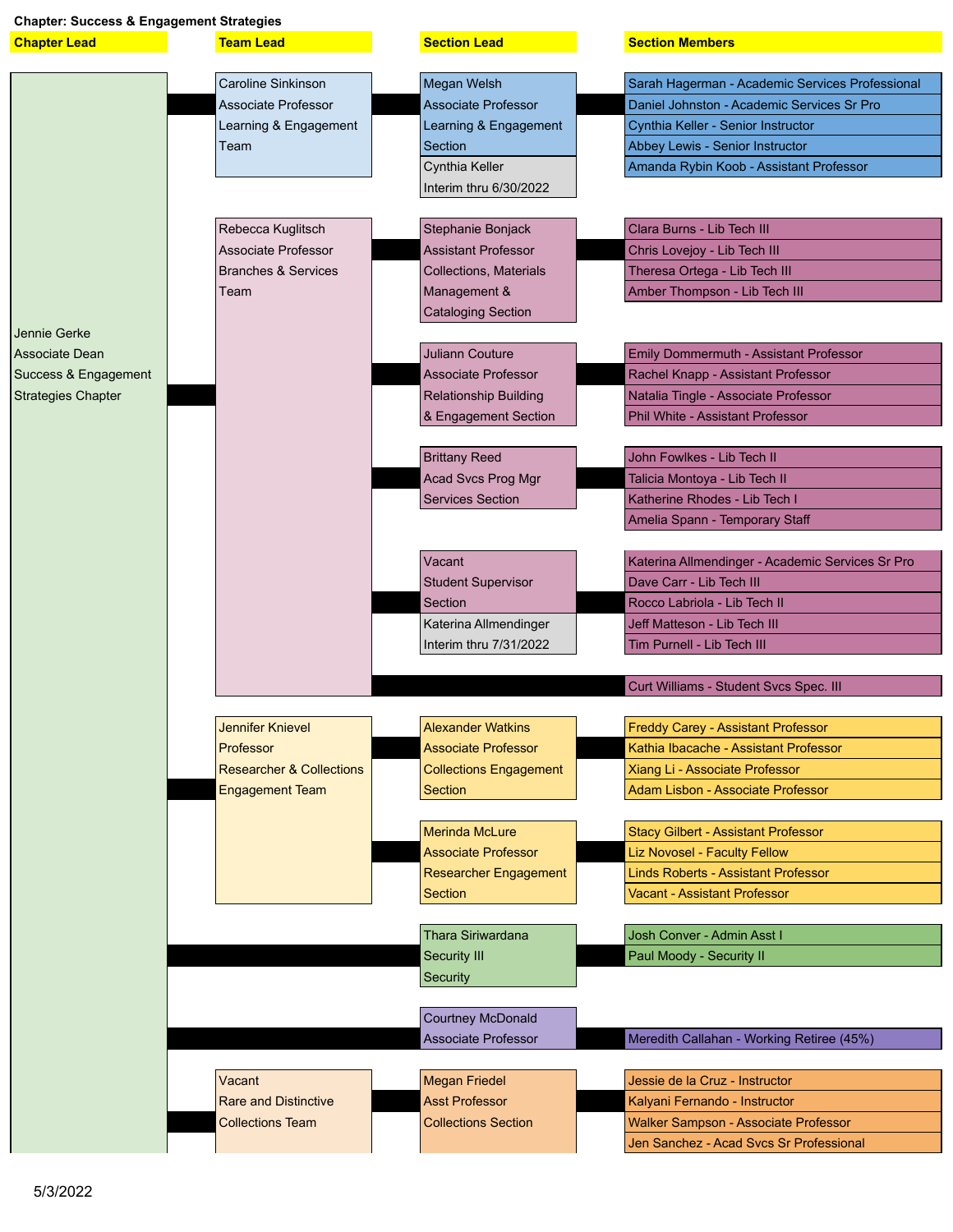**Chapter: Success & Engagement Strategies**

| Chapter Lead | Team Lead | Section Lead | Section Members |
| --- | --- | --- | --- |
| Jennie Gerke, Associate Dean, Success & Engagement Strategies Chapter | Caroline Sinkinson, Associate Professor, Learning & Engagement Team | Megan Welsh, Associate Professor, Learning & Engagement Section; Cynthia Keller, Interim thru 6/30/2022 | Sarah Hagerman - Academic Services Professional |
| | | | Daniel Johnston - Academic Services Sr Pro |
| | | | Cynthia Keller - Senior Instructor |
| | | | Abbey Lewis - Senior Instructor |
| | | | Amanda Rybin Koob - Assistant Professor |
| | Rebecca Kuglitsch, Associate Professor, Branches & Services Team | Stephanie Bonjack, Assistant Professor, Collections, Materials Management & Cataloging Section | Clara Burns - Lib Tech III |
| | | | Chris Lovejoy - Lib Tech III |
| | | | Theresa Ortega - Lib Tech III |
| | | | Amber Thompson - Lib Tech III |
| | | Juliann Couture, Associate Professor, Relationship Building & Engagement Section | Emily Dommermuth - Assistant Professor |
| | | | Rachel Knapp - Assistant Professor |
| | | | Natalia Tingle - Associate Professor |
| | | | Phil White - Assistant Professor |
| | | Brittany Reed, Acad Svcs Prog Mgr, Services Section | John Fowlkes - Lib Tech II |
| | | | Talicia Montoya - Lib Tech II |
| | | | Katherine Rhodes - Lib Tech I |
| | | | Amelia Spann - Temporary Staff |
| | | Vacant, Student Supervisor Section; Katerina Allmendinger, Interim thru 7/31/2022 | Katerina Allmendinger - Academic Services Sr Pro |
| | | | Dave Carr - Lib Tech III |
| | | | Rocco Labriola - Lib Tech II |
| | | | Jeff Matteson - Lib Tech III |
| | | | Tim Purnell - Lib Tech III |
| | | | Curt Williams - Student Svcs Spec. III |
| | Jennifer Knievel, Professor, Researcher & Collections Engagement Team | Alexander Watkins, Associate Professor, Collections Engagement Section | Freddy Carey - Assistant Professor |
| | | | Kathia Ibacache - Assistant Professor |
| | | | Xiang Li - Associate Professor |
| | | | Adam Lisbon - Associate Professor |
| | | Merinda McLure, Associate Professor, Researcher Engagement Section | Stacy Gilbert - Assistant Professor |
| | | | Liz Novosel - Faculty Fellow |
| | | | Linds Roberts - Assistant Professor |
| | | | Vacant - Assistant Professor |
| | | Thara Siriwardana, Security III, Security | Josh Conver - Admin Asst I |
| | | | Paul Moody - Security II |
| | | Courtney McDonald, Associate Professor | Meredith Callahan - Working Retiree (45%) |
| | Vacant, Rare and Distinctive Collections Team | Megan Friedel, Asst Professor, Collections Section | Jessie de la Cruz - Instructor |
| | | | Kalyani Fernando - Instructor |
| | | | Walker Sampson - Associate Professor |
| | | | Jen Sanchez - Acad Svcs Sr Professional |

5/3/2022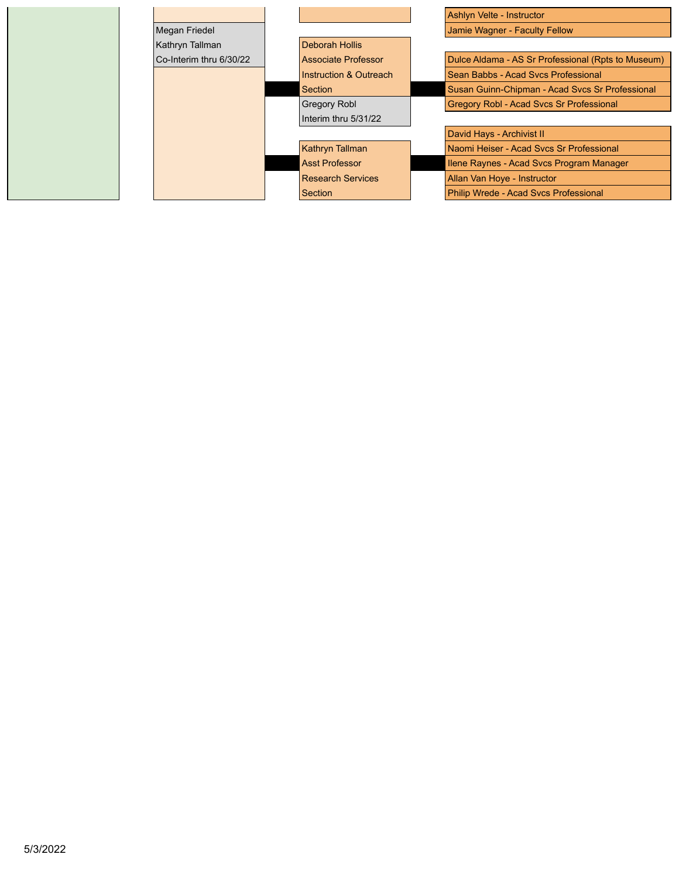Megan Friedel
Kathryn Tallman
Co-Interim thru 6/30/22

Ashlyn Velte - Instructor
Jamie Wagner - Faculty Fellow

Deborah Hollis
Associate Professor
Instruction & Outreach
Section

Gregory Robl
Interim thru 5/31/22

Dulce Aldama - AS Sr Professional (Rpts to Museum)
Sean Babbs - Acad Svcs Professional
Susan Guinn-Chipman - Acad Svcs Sr Professional
Gregory Robl - Acad Svcs Sr Professional

Kathryn Tallman
Asst Professor
Research Services
Section

David Hays - Archivist II
Naomi Heiser - Acad Svcs Sr Professional
Ilene Raynes - Acad Svcs Program Manager
Allan Van Hoye - Instructor
Philip Wrede - Acad Svcs Professional

5/3/2022